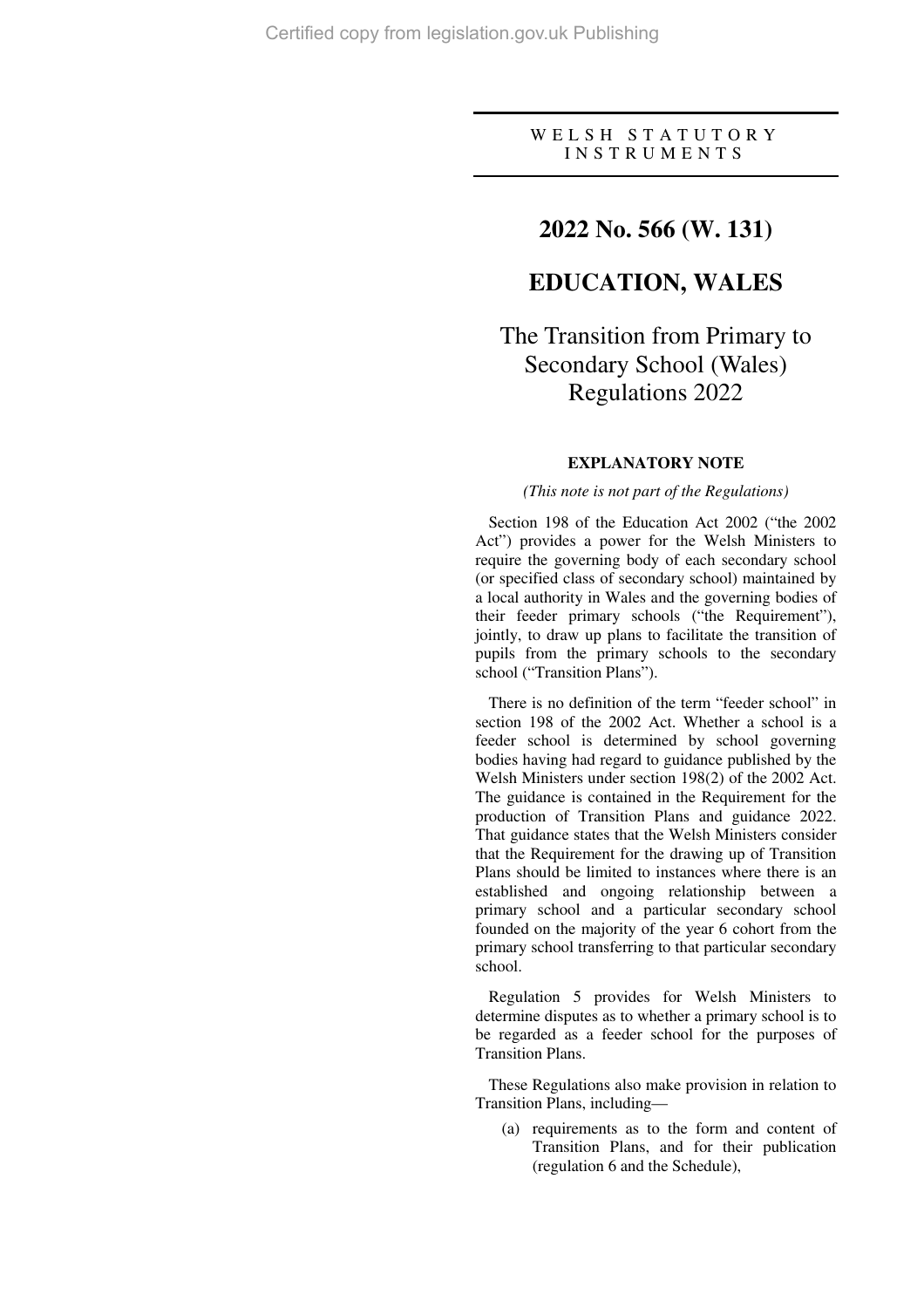WELSH STATUTORY INSTRUMENTS

# 2022 No. 566 (W. 131)

# EDUCATION, WALES

# The Transition from Primary to Secondary School (Wales) Regulations 2022

## EXPLANATORY NOTE

*(This note is not part of the Regulations)*

Section 198 of the Education Act 2002 ("the 2002 Act") provides a power for the Welsh Ministers to require the governing body of each secondary school (or specified class of secondary school) maintained by a local authority in Wales and the governing bodies of their feeder primary schools ("the Requirement"), jointly, to draw up plans to facilitate the transition of pupils from the primary schools to the secondary school ("Transition Plans").

There is no definition of the term "feeder school" in section 198 of the 2002 Act. Whether a school is a feeder school is determined by school governing bodies having had regard to guidance published by the Welsh Ministers under section 198(2) of the 2002 Act. The guidance is contained in the Requirement for the production of Transition Plans and guidance 2022. That guidance states that the Welsh Ministers consider that the Requirement for the drawing up of Transition Plans should be limited to instances where there is an established and ongoing relationship between a primary school and a particular secondary school founded on the majority of the year 6 cohort from the primary school transferring to that particular secondary school.

Regulation 5 provides for Welsh Ministers to determine disputes as to whether a primary school is to be regarded as a feeder school for the purposes of Transition Plans.

These Regulations also make provision in relation to Transition Plans, including—

(a) requirements as to the form and content of Transition Plans, and for their publication (regulation 6 and the Schedule),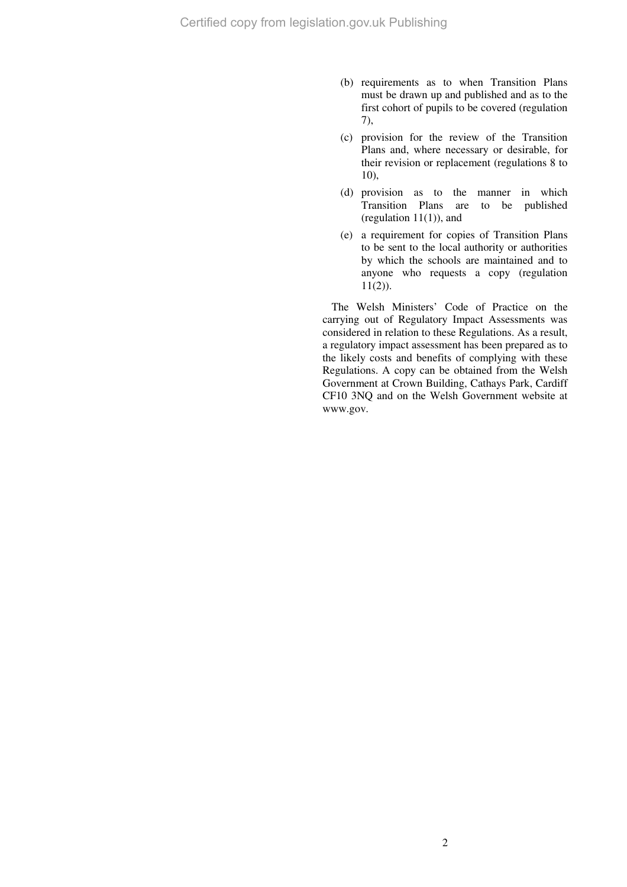(b) requirements as to when Transition Plans must be drawn up and published and as to the first cohort of pupils to be covered (regulation 7),

(c) provision for the review of the Transition Plans and, where necessary or desirable, for their revision or replacement (regulations 8 to 10),

(d) provision as to the manner in which Transition Plans are to be published (regulation 11(1)), and

(e) a requirement for copies of Transition Plans to be sent to the local authority or authorities by which the schools are maintained and to anyone who requests a copy (regulation 11(2)).

The Welsh Ministers' Code of Practice on the carrying out of Regulatory Impact Assessments was considered in relation to these Regulations. As a result, a regulatory impact assessment has been prepared as to the likely costs and benefits of complying with these Regulations. A copy can be obtained from the Welsh Government at Crown Building, Cathays Park, Cardiff CF10 3NQ and on the Welsh Government website at www.gov.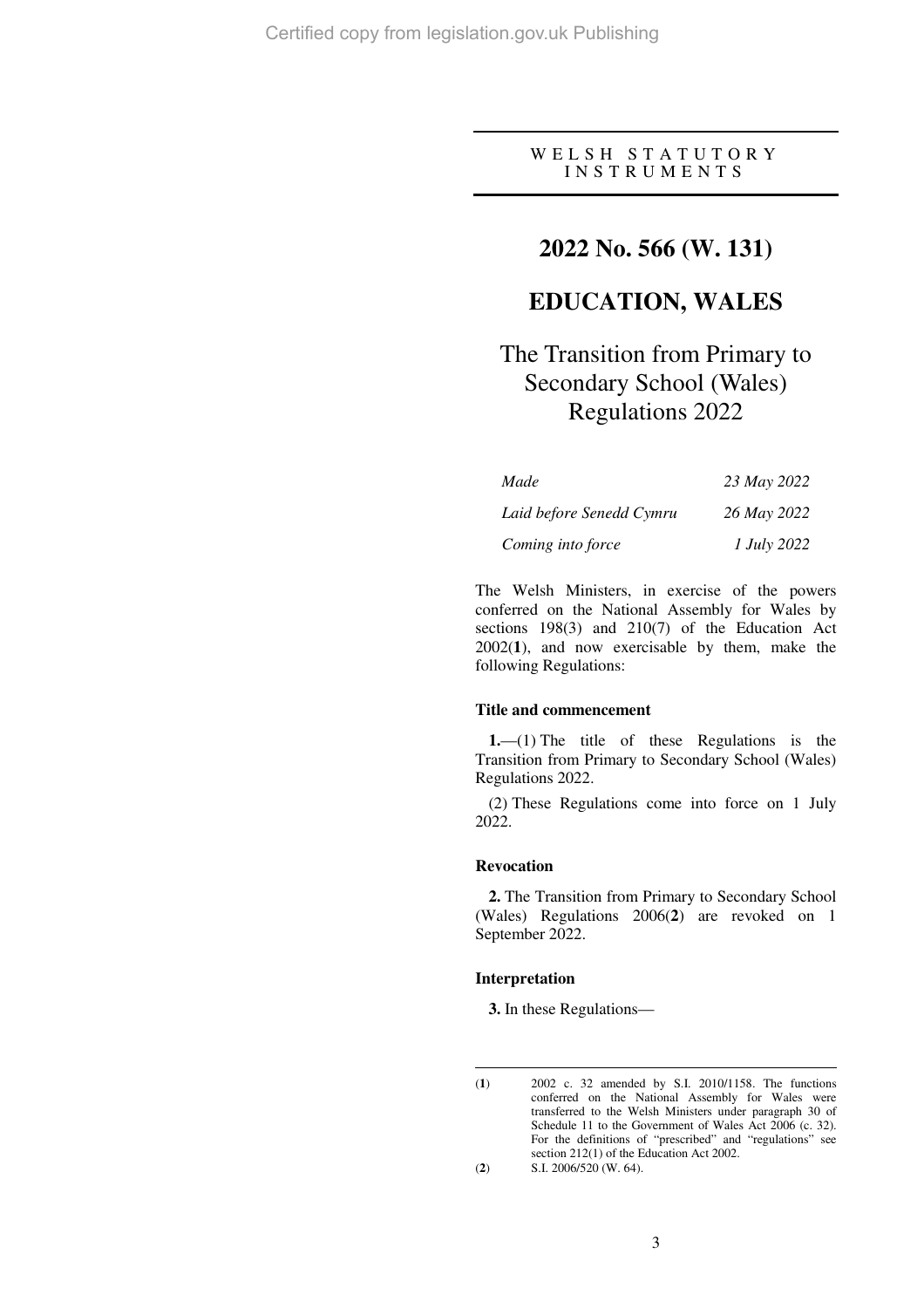WELSH STATUTORY INSTRUMENTS

# 2022 No. 566 (W. 131)

# EDUCATION, WALES

## The Transition from Primary to Secondary School (Wales) Regulations 2022

| | |
|---|---|
| *Made* | *23 May 2022* |
| *Laid before Senedd Cymru* | *26 May 2022* |
| *Coming into force* | *1 July 2022* |

The Welsh Ministers, in exercise of the powers conferred on the National Assembly for Wales by sections 198(3) and 210(7) of the Education Act 2002([1]), and now exercisable by them, make the following Regulations:

### Title and commencement

**1.**—(1) The title of these Regulations is the Transition from Primary to Secondary School (Wales) Regulations 2022.

(2) These Regulations come into force on 1 July 2022.

### Revocation

**2.** The Transition from Primary to Secondary School (Wales) Regulations 2006([2]) are revoked on 1 September 2022.

### Interpretation

**3.** In these Regulations—

---

([1]) 2002 c. 32 amended by S.I. 2010/1158. The functions conferred on the National Assembly for Wales were transferred to the Welsh Ministers under paragraph 30 of Schedule 11 to the Government of Wales Act 2006 (c. 32). For the definitions of "prescribed" and "regulations" see section 212(1) of the Education Act 2002.

([2]) S.I. 2006/520 (W. 64).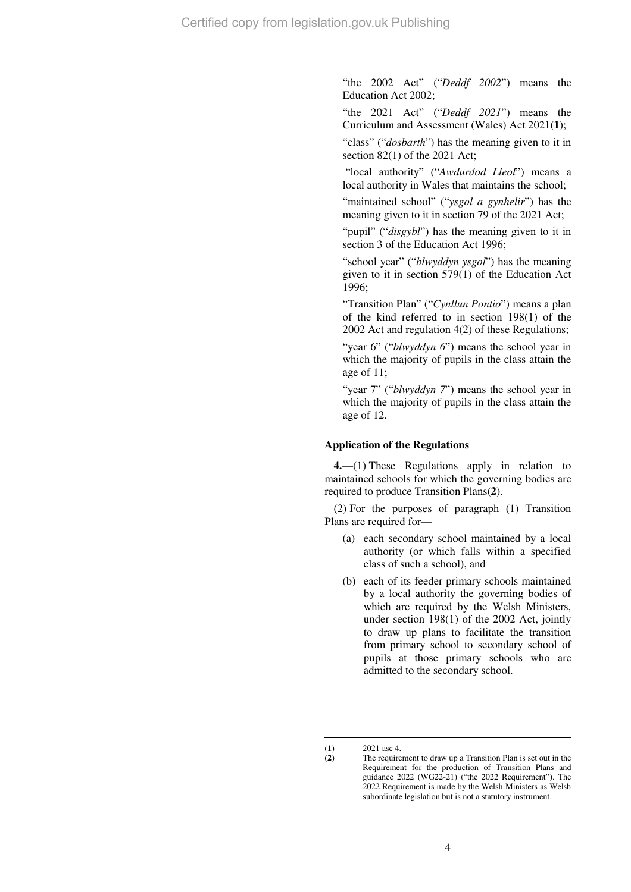"the 2002 Act" ("*Deddf 2002*") means the Education Act 2002;

"the 2021 Act" ("*Deddf 2021*") means the Curriculum and Assessment (Wales) Act 2021(**1**);

"class" ("*dosbarth*") has the meaning given to it in section 82(1) of the 2021 Act;

"local authority" ("*Awdurdod Lleol*") means a local authority in Wales that maintains the school;

"maintained school" ("*ysgol a gynhelir*") has the meaning given to it in section 79 of the 2021 Act;

"pupil" ("*disgybl*") has the meaning given to it in section 3 of the Education Act 1996;

"school year" ("*blwyddyn ysgol*") has the meaning given to it in section 579(1) of the Education Act 1996;

"Transition Plan" ("*Cynllun Pontio*") means a plan of the kind referred to in section 198(1) of the 2002 Act and regulation 4(2) of these Regulations;

"year 6" ("*blwyddyn 6*") means the school year in which the majority of pupils in the class attain the age of 11;

"year 7" ("*blwyddyn 7*") means the school year in which the majority of pupils in the class attain the age of 12.

### Application of the Regulations

**4.**—(1) These Regulations apply in relation to maintained schools for which the governing bodies are required to produce Transition Plans(**2**).

(2) For the purposes of paragraph (1) Transition Plans are required for—

(a) each secondary school maintained by a local authority (or which falls within a specified class of such a school), and

(b) each of its feeder primary schools maintained by a local authority the governing bodies of which are required by the Welsh Ministers, under section 198(1) of the 2002 Act, jointly to draw up plans to facilitate the transition from primary school to secondary school of pupils at those primary schools who are admitted to the secondary school.

---

(**1**) 2021 asc 4.

(**2**) The requirement to draw up a Transition Plan is set out in the Requirement for the production of Transition Plans and guidance 2022 (WG22-21) ("the 2022 Requirement"). The 2022 Requirement is made by the Welsh Ministers as Welsh subordinate legislation but is not a statutory instrument.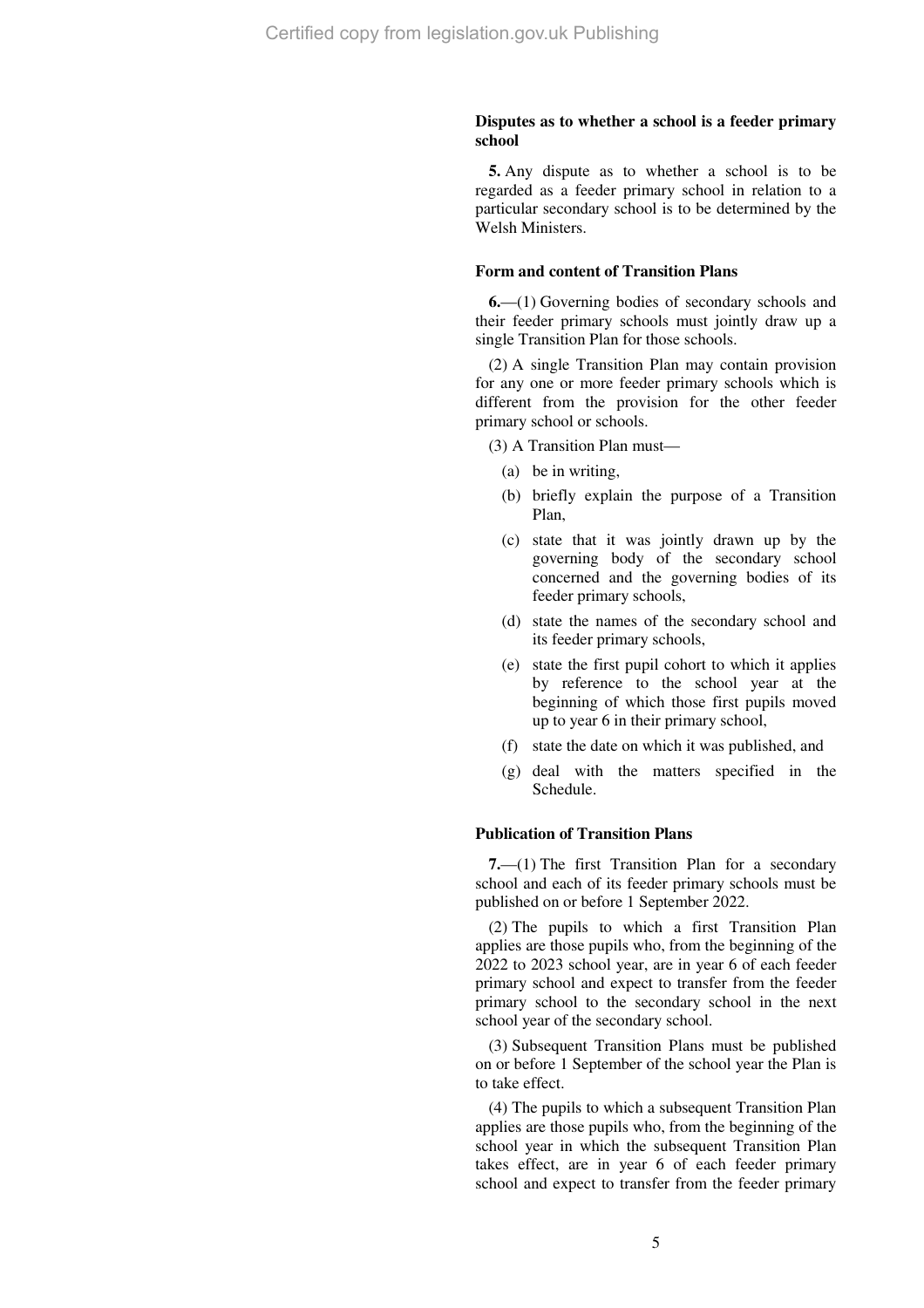**Disputes as to whether a school is a feeder primary school**

**5.** Any dispute as to whether a school is to be regarded as a feeder primary school in relation to a particular secondary school is to be determined by the Welsh Ministers.

**Form and content of Transition Plans**

**6.**—(1) Governing bodies of secondary schools and their feeder primary schools must jointly draw up a single Transition Plan for those schools.

(2) A single Transition Plan may contain provision for any one or more feeder primary schools which is different from the provision for the other feeder primary school or schools.

(3) A Transition Plan must—

- (a) be in writing,
- (b) briefly explain the purpose of a Transition Plan,
- (c) state that it was jointly drawn up by the governing body of the secondary school concerned and the governing bodies of its feeder primary schools,
- (d) state the names of the secondary school and its feeder primary schools,
- (e) state the first pupil cohort to which it applies by reference to the school year at the beginning of which those first pupils moved up to year 6 in their primary school,
- (f) state the date on which it was published, and
- (g) deal with the matters specified in the Schedule.

**Publication of Transition Plans**

**7.**—(1) The first Transition Plan for a secondary school and each of its feeder primary schools must be published on or before 1 September 2022.

(2) The pupils to which a first Transition Plan applies are those pupils who, from the beginning of the 2022 to 2023 school year, are in year 6 of each feeder primary school and expect to transfer from the feeder primary school to the secondary school in the next school year of the secondary school.

(3) Subsequent Transition Plans must be published on or before 1 September of the school year the Plan is to take effect.

(4) The pupils to which a subsequent Transition Plan applies are those pupils who, from the beginning of the school year in which the subsequent Transition Plan takes effect, are in year 6 of each feeder primary school and expect to transfer from the feeder primary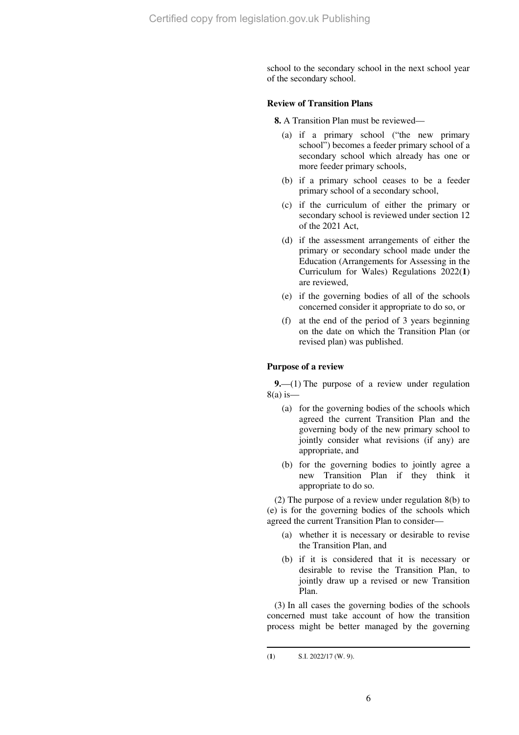school to the secondary school in the next school year of the secondary school.

### Review of Transition Plans

**8.** A Transition Plan must be reviewed—

(a) if a primary school ("the new primary school") becomes a feeder primary school of a secondary school which already has one or more feeder primary schools,

(b) if a primary school ceases to be a feeder primary school of a secondary school,

(c) if the curriculum of either the primary or secondary school is reviewed under section 12 of the 2021 Act,

(d) if the assessment arrangements of either the primary or secondary school made under the Education (Arrangements for Assessing in the Curriculum for Wales) Regulations 2022([1]) are reviewed,

(e) if the governing bodies of all of the schools concerned consider it appropriate to do so, or

(f) at the end of the period of 3 years beginning on the date on which the Transition Plan (or revised plan) was published.

### Purpose of a review

**9.**—(1) The purpose of a review under regulation 8(a) is—

(a) for the governing bodies of the schools which agreed the current Transition Plan and the governing body of the new primary school to jointly consider what revisions (if any) are appropriate, and

(b) for the governing bodies to jointly agree a new Transition Plan if they think it appropriate to do so.

(2) The purpose of a review under regulation 8(b) to (e) is for the governing bodies of the schools which agreed the current Transition Plan to consider—

(a) whether it is necessary or desirable to revise the Transition Plan, and

(b) if it is considered that it is necessary or desirable to revise the Transition Plan, to jointly draw up a revised or new Transition Plan.

(3) In all cases the governing bodies of the schools concerned must take account of how the transition process might be better managed by the governing

---

([1]) S.I. 2022/17 (W. 9).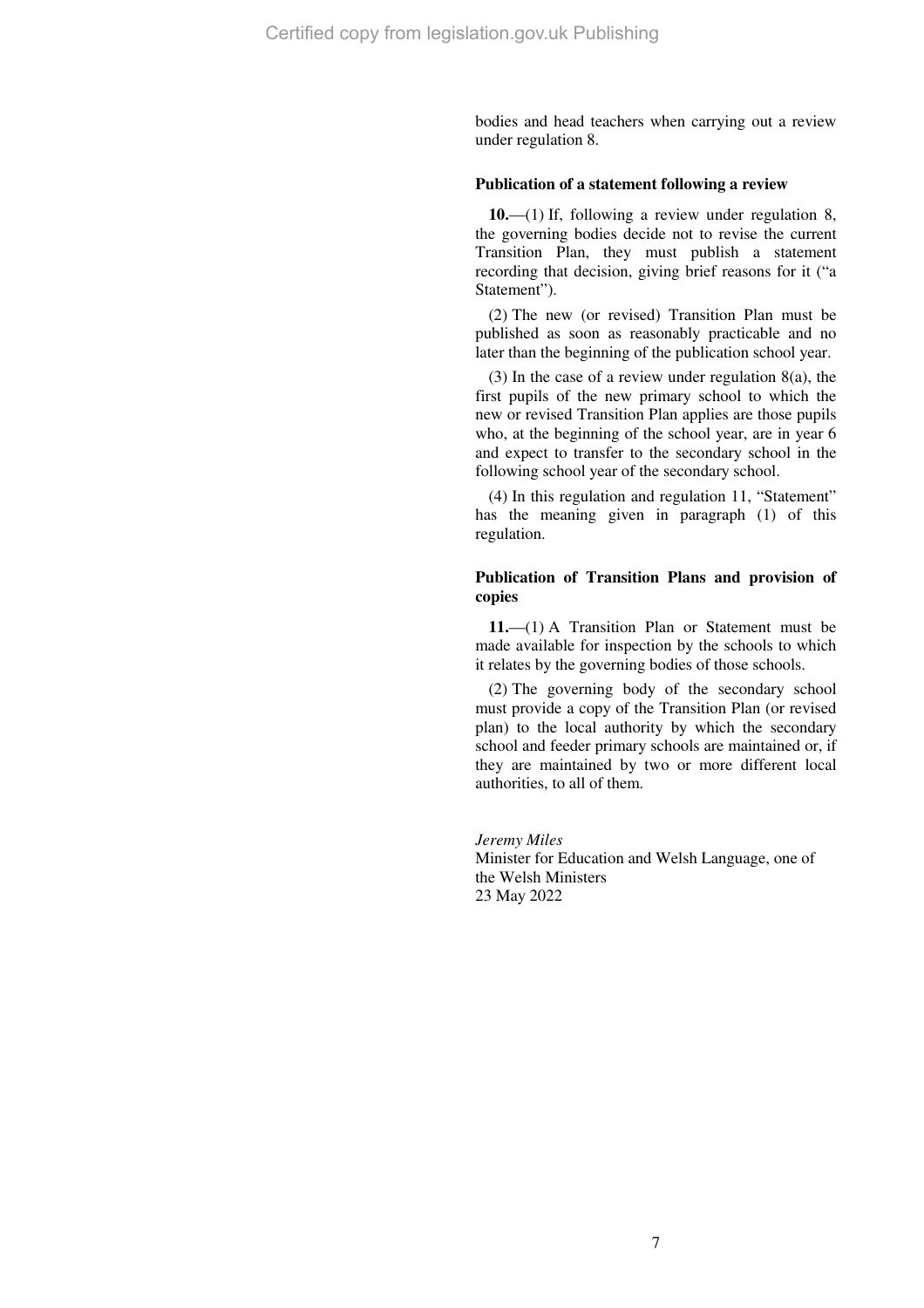bodies and head teachers when carrying out a review under regulation 8.

### Publication of a statement following a review

**10.**—(1) If, following a review under regulation 8, the governing bodies decide not to revise the current Transition Plan, they must publish a statement recording that decision, giving brief reasons for it ("a Statement").

(2) The new (or revised) Transition Plan must be published as soon as reasonably practicable and no later than the beginning of the publication school year.

(3) In the case of a review under regulation 8(a), the first pupils of the new primary school to which the new or revised Transition Plan applies are those pupils who, at the beginning of the school year, are in year 6 and expect to transfer to the secondary school in the following school year of the secondary school.

(4) In this regulation and regulation 11, "Statement" has the meaning given in paragraph (1) of this regulation.

### Publication of Transition Plans and provision of copies

**11.**—(1) A Transition Plan or Statement must be made available for inspection by the schools to which it relates by the governing bodies of those schools.

(2) The governing body of the secondary school must provide a copy of the Transition Plan (or revised plan) to the local authority by which the secondary school and feeder primary schools are maintained or, if they are maintained by two or more different local authorities, to all of them.

*Jeremy Miles*
Minister for Education and Welsh Language, one of the Welsh Ministers
23 May 2022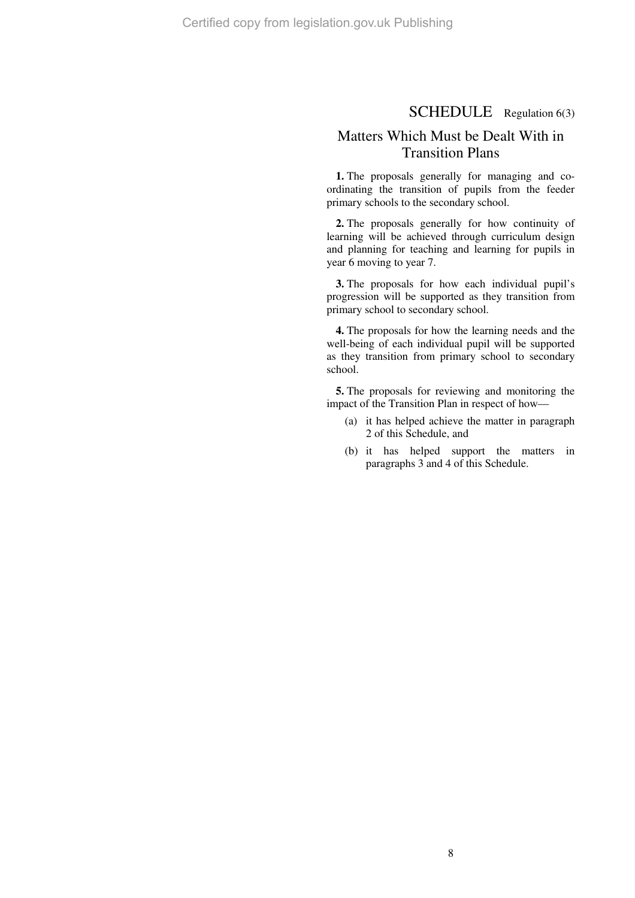# SCHEDULE

Regulation 6(3)

## Matters Which Must be Dealt With in Transition Plans

**1.** The proposals generally for managing and co-ordinating the transition of pupils from the feeder primary schools to the secondary school.

**2.** The proposals generally for how continuity of learning will be achieved through curriculum design and planning for teaching and learning for pupils in year 6 moving to year 7.

**3.** The proposals for how each individual pupil's progression will be supported as they transition from primary school to secondary school.

**4.** The proposals for how the learning needs and the well-being of each individual pupil will be supported as they transition from primary school to secondary school.

**5.** The proposals for reviewing and monitoring the impact of the Transition Plan in respect of how—

(a) it has helped achieve the matter in paragraph 2 of this Schedule, and

(b) it has helped support the matters in paragraphs 3 and 4 of this Schedule.